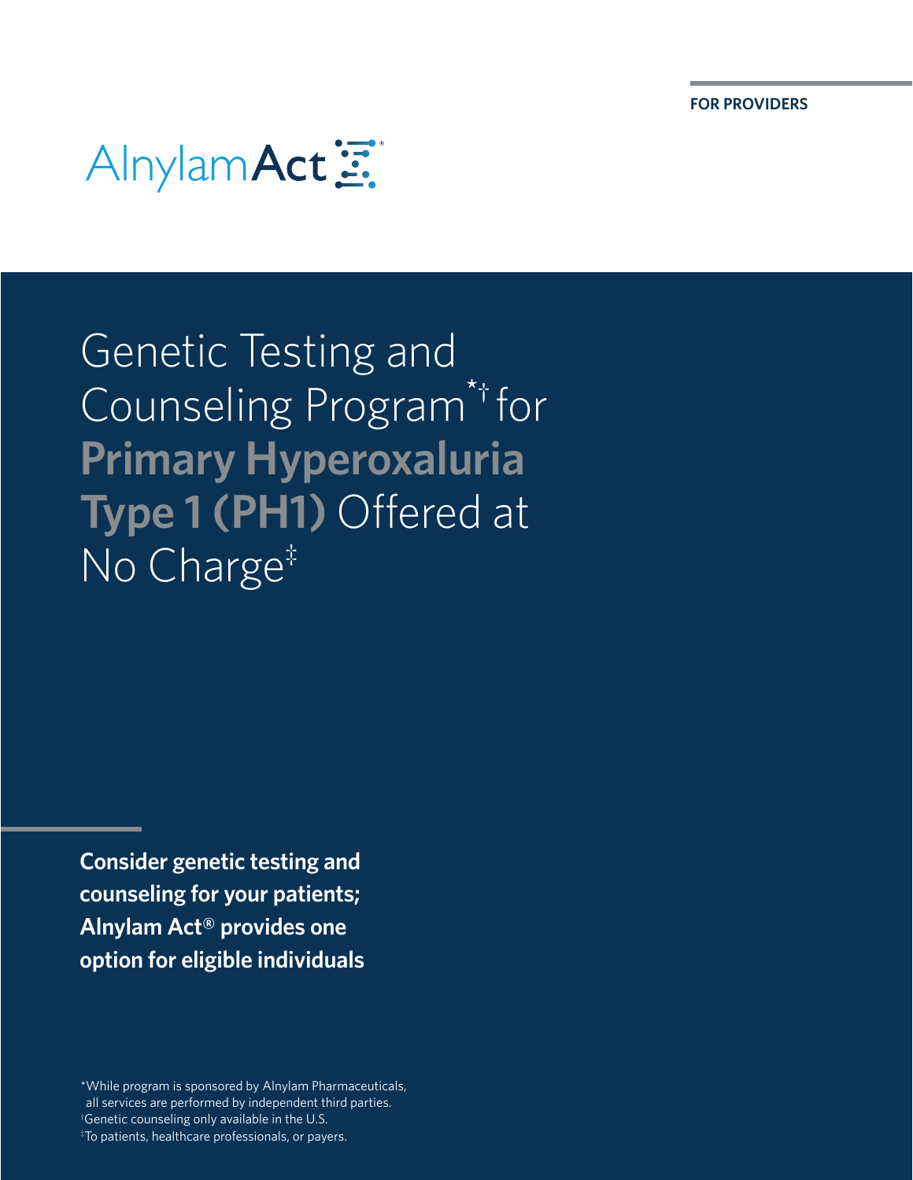FOR PROVIDERS

AlnylamAct®

# Genetic Testing and Counseling Program*† for **Primary Hyperoxaluria Type 1 (PH1)** Offered at No Charge‡

**Consider genetic testing and counseling for your patients; Alnylam Act® provides one option for eligible individuals**

*While program is sponsored by Alnylam Pharmaceuticals, all services are performed by independent third parties.
†Genetic counseling only available in the U.S.
‡To patients, healthcare professionals, or payers.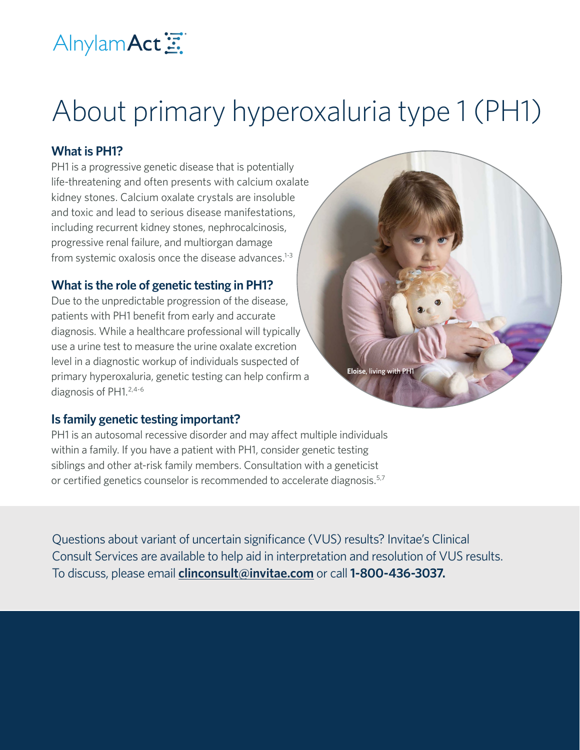AlnylamAct

# About primary hyperoxaluria type 1 (PH1)

### What is PH1?

PH1 is a progressive genetic disease that is potentially life-threatening and often presents with calcium oxalate kidney stones. Calcium oxalate crystals are insoluble and toxic and lead to serious disease manifestations, including recurrent kidney stones, nephrocalcinosis, progressive renal failure, and multiorgan damage from systemic oxalosis once the disease advances.[1-3]

### What is the role of genetic testing in PH1?

Due to the unpredictable progression of the disease, patients with PH1 benefit from early and accurate diagnosis. While a healthcare professional will typically use a urine test to measure the urine oxalate excretion level in a diagnostic workup of individuals suspected of primary hyperoxaluria, genetic testing can help confirm a diagnosis of PH1.[2,4-6]

**Eloise**, living with PH1

### Is family genetic testing important?

PH1 is an autosomal recessive disorder and may affect multiple individuals within a family. If you have a patient with PH1, consider genetic testing siblings and other at-risk family members. Consultation with a geneticist or certified genetics counselor is recommended to accelerate diagnosis.[5,7]

Questions about variant of uncertain significance (VUS) results? Invitae's Clinical Consult Services are available to help aid in interpretation and resolution of VUS results. To discuss, please email **clinconsult@invitae.com** or call **1-800-436-3037.**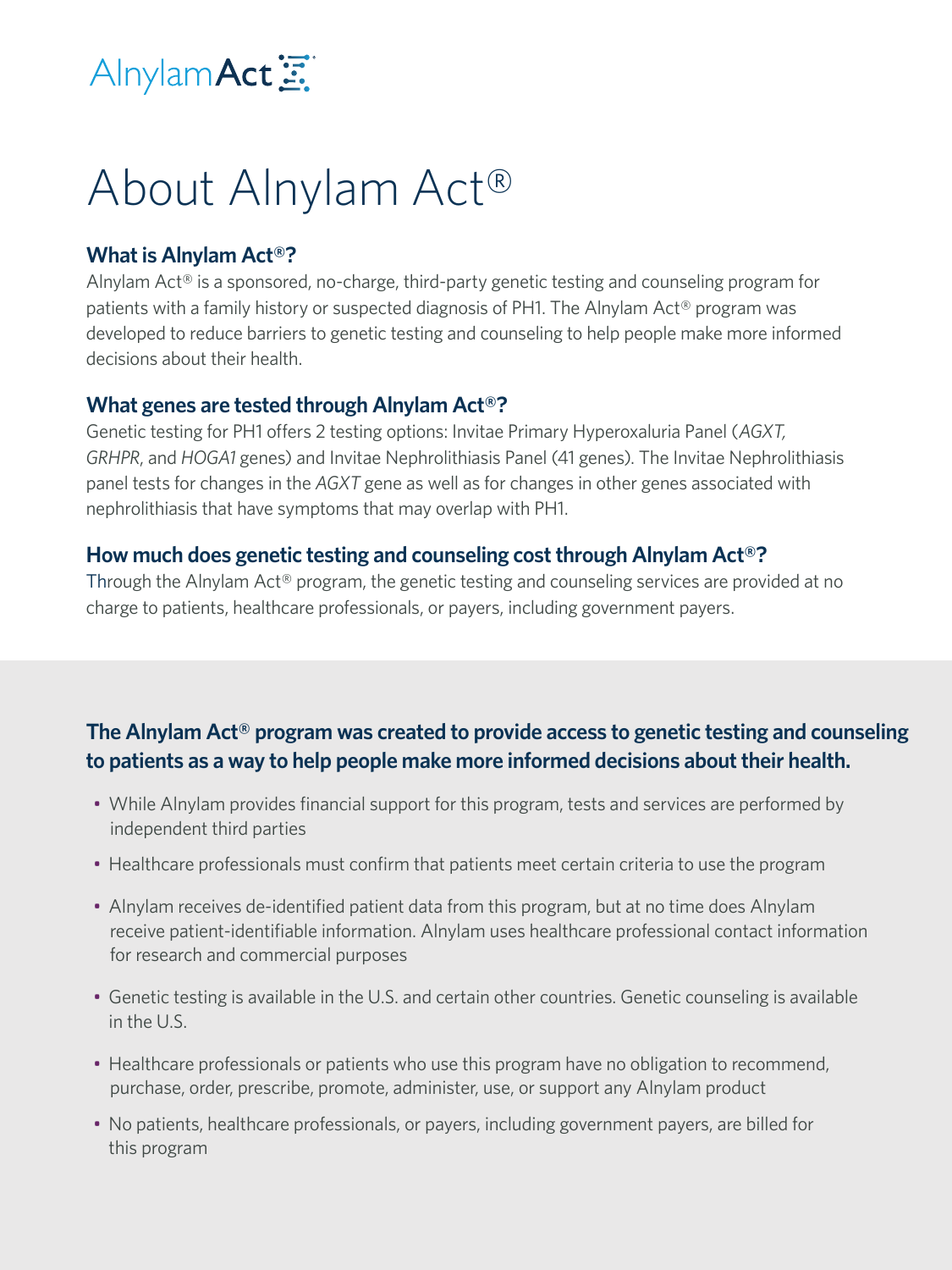AlnylamAct

# About Alnylam Act®

### What is Alnylam Act®?

Alnylam Act® is a sponsored, no-charge, third-party genetic testing and counseling program for patients with a family history or suspected diagnosis of PH1. The Alnylam Act® program was developed to reduce barriers to genetic testing and counseling to help people make more informed decisions about their health.

### What genes are tested through Alnylam Act®?

Genetic testing for PH1 offers 2 testing options: Invitae Primary Hyperoxaluria Panel (*AGXT*, *GRHPR*, and *HOGA1* genes) and Invitae Nephrolithiasis Panel (41 genes). The Invitae Nephrolithiasis panel tests for changes in the *AGXT* gene as well as for changes in other genes associated with nephrolithiasis that have symptoms that may overlap with PH1.

### How much does genetic testing and counseling cost through Alnylam Act®?

Through the Alnylam Act® program, the genetic testing and counseling services are provided at no charge to patients, healthcare professionals, or payers, including government payers.

**The Alnylam Act® program was created to provide access to genetic testing and counseling to patients as a way to help people make more informed decisions about their health.**

- While Alnylam provides financial support for this program, tests and services are performed by independent third parties
- Healthcare professionals must confirm that patients meet certain criteria to use the program
- Alnylam receives de-identified patient data from this program, but at no time does Alnylam receive patient-identifiable information. Alnylam uses healthcare professional contact information for research and commercial purposes
- Genetic testing is available in the U.S. and certain other countries. Genetic counseling is available in the U.S.
- Healthcare professionals or patients who use this program have no obligation to recommend, purchase, order, prescribe, promote, administer, use, or support any Alnylam product
- No patients, healthcare professionals, or payers, including government payers, are billed for this program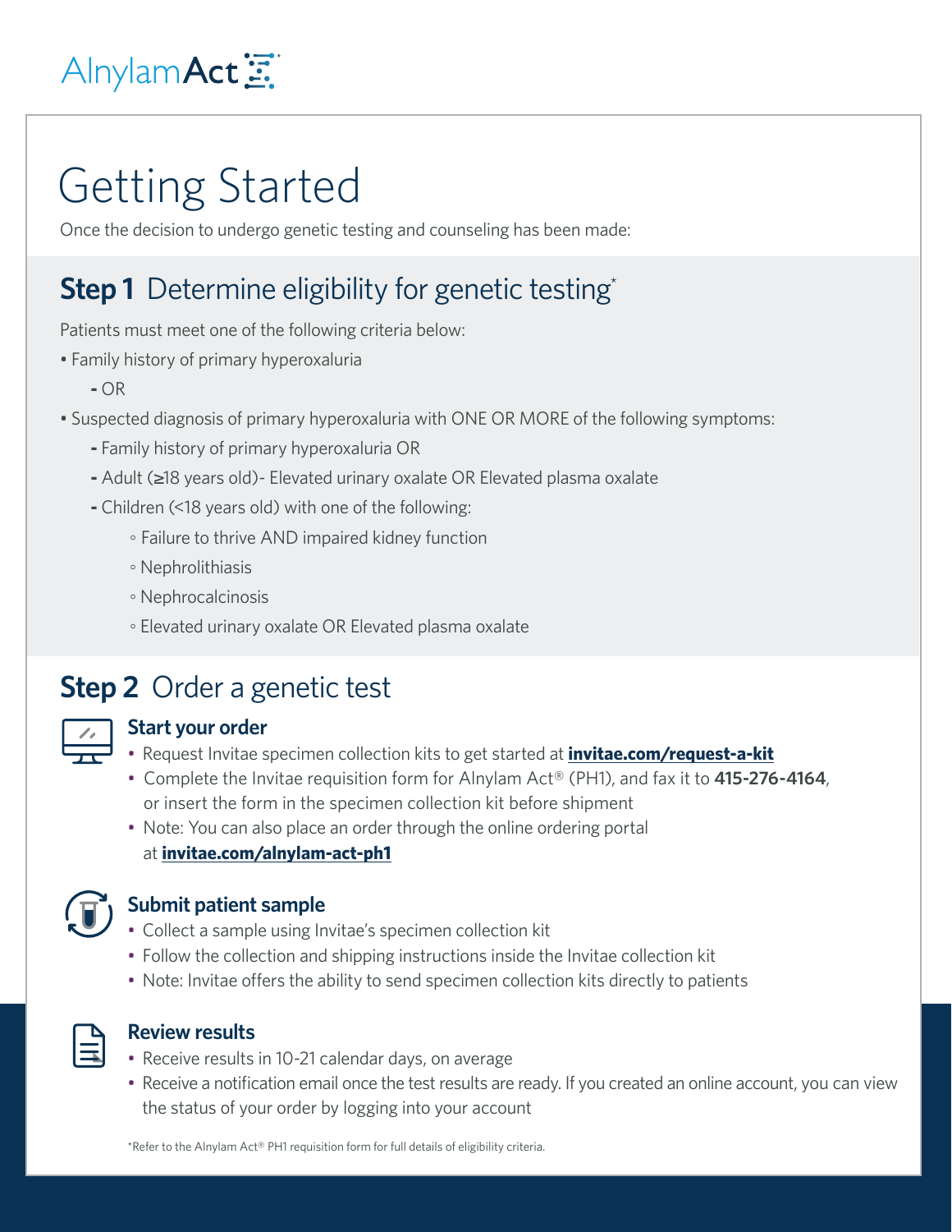AlnylamAct

# Getting Started

Once the decision to undergo genetic testing and counseling has been made:

## **Step 1** Determine eligibility for genetic testing*

Patients must meet one of the following criteria below:

- Family history of primary hyperoxaluria
  - OR
- Suspected diagnosis of primary hyperoxaluria with ONE OR MORE of the following symptoms:
  - Family history of primary hyperoxaluria OR
  - Adult (≥18 years old)- Elevated urinary oxalate OR Elevated plasma oxalate
  - Children (<18 years old) with one of the following:
    - Failure to thrive AND impaired kidney function
    - Nephrolithiasis
    - Nephrocalcinosis
    - Elevated urinary oxalate OR Elevated plasma oxalate

## **Step 2** Order a genetic test

### Start your order

- Request Invitae specimen collection kits to get started at **invitae.com/request-a-kit**
- Complete the Invitae requisition form for Alnylam Act® (PH1), and fax it to **415-276-4164**, or insert the form in the specimen collection kit before shipment
- Note: You can also place an order through the online ordering portal at **invitae.com/alnylam-act-ph1**

### Submit patient sample

- Collect a sample using Invitae's specimen collection kit
- Follow the collection and shipping instructions inside the Invitae collection kit
- Note: Invitae offers the ability to send specimen collection kits directly to patients

### Review results

- Receive results in 10-21 calendar days, on average
- Receive a notification email once the test results are ready. If you created an online account, you can view the status of your order by logging into your account

*Refer to the Alnylam Act® PH1 requisition form for full details of eligibility criteria.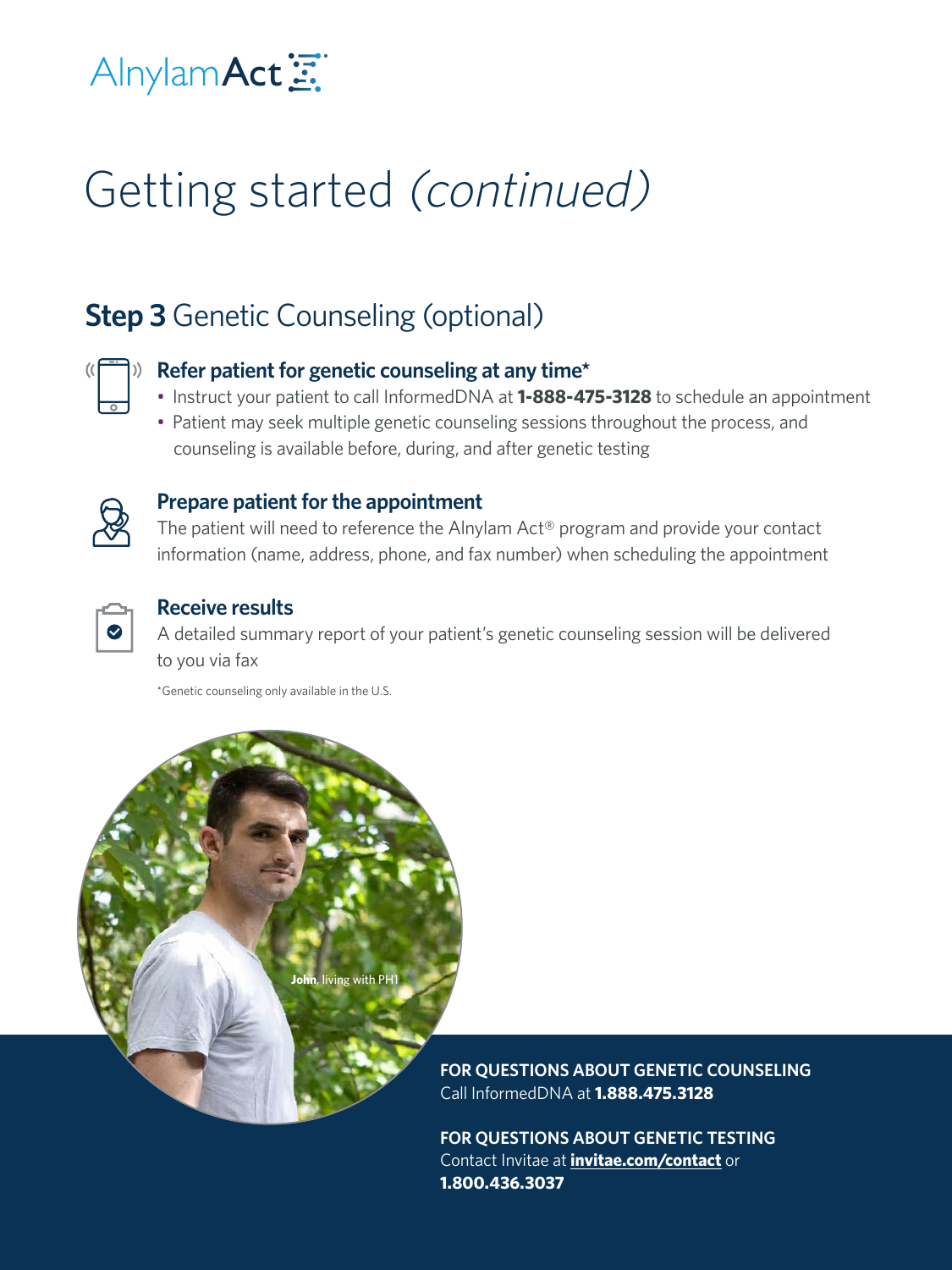AlnylamAct

# Getting started *(continued)*

## **Step 3** Genetic Counseling (optional)

### Refer patient for genetic counseling at any time*

- Instruct your patient to call InformedDNA at **1-888-475-3128** to schedule an appointment
- Patient may seek multiple genetic counseling sessions throughout the process, and counseling is available before, during, and after genetic testing

### Prepare patient for the appointment

The patient will need to reference the Alnylam Act® program and provide your contact information (name, address, phone, and fax number) when scheduling the appointment

### Receive results

A detailed summary report of your patient's genetic counseling session will be delivered to you via fax

*Genetic counseling only available in the U.S.

**John**, living with PH1

**FOR QUESTIONS ABOUT GENETIC COUNSELING**
Call InformedDNA at **1.888.475.3128**

**FOR QUESTIONS ABOUT GENETIC TESTING**
Contact Invitae at **invitae.com/contact** or **1.800.436.3037**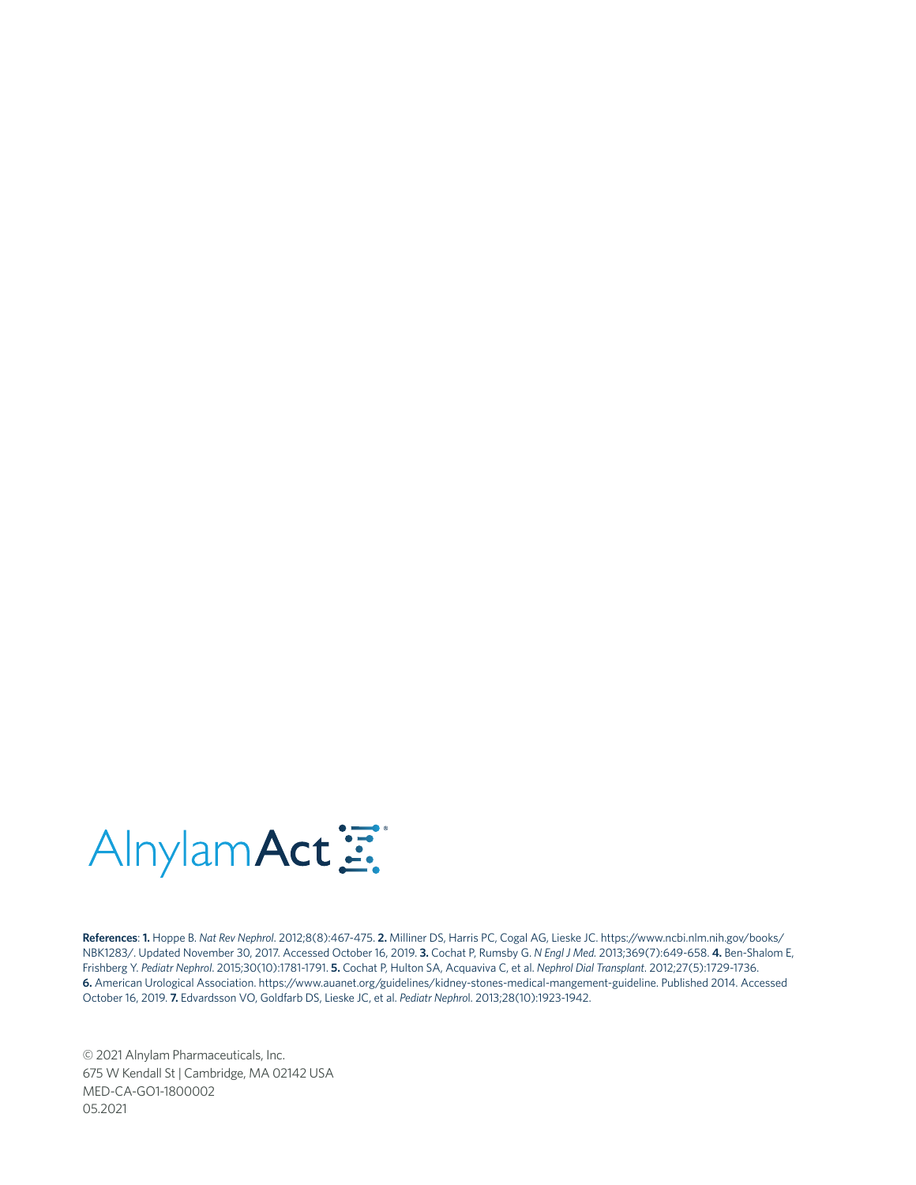AlnylamAct®

**References**: **1.** Hoppe B. *Nat Rev Nephrol*. 2012;8(8):467-475. **2.** Milliner DS, Harris PC, Cogal AG, Lieske JC. https://www.ncbi.nlm.nih.gov/books/NBK1283/. Updated November 30, 2017. Accessed October 16, 2019. **3.** Cochat P, Rumsby G. *N Engl J Med*. 2013;369(7):649-658. **4.** Ben-Shalom E, Frishberg Y. *Pediatr Nephrol*. 2015;30(10):1781-1791. **5.** Cochat P, Hulton SA, Acquaviva C, et al. *Nephrol Dial Transplant*. 2012;27(5):1729-1736. **6.** American Urological Association. https://www.auanet.org/guidelines/kidney-stones-medical-mangement-guideline. Published 2014. Accessed October 16, 2019. **7.** Edvardsson VO, Goldfarb DS, Lieske JC, et al. *Pediatr Nephrol*. 2013;28(10):1923-1942.

© 2021 Alnylam Pharmaceuticals, Inc.
675 W Kendall St | Cambridge, MA 02142 USA
MED-CA-GO1-1800002
05.2021